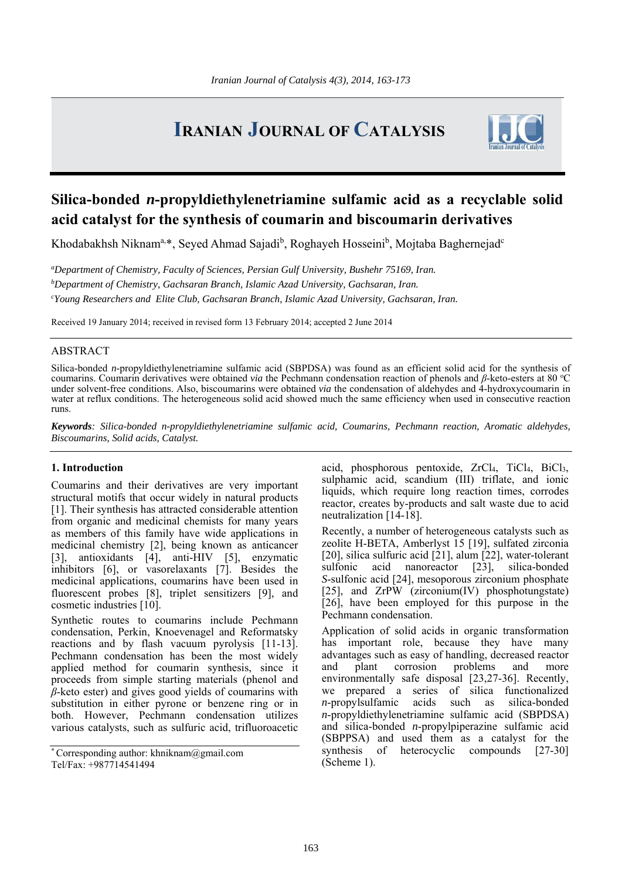# Silica-bonded *n*-propyldiethylenetriamine sulfamic acid as a recyclable solid acid catalyst for the synthesis of coumarin and biscoumarin derivatives

Khodabakhsh Niknam[a,*], Seyed Ahmad Sajadi[b], Roghayeh Hosseini[b], Mojtaba Baghernejad[c]

[a]*Department of Chemistry, Faculty of Sciences, Persian Gulf University, Bushehr 75169, Iran.*
[b]*Department of Chemistry, Gachsaran Branch, Islamic Azad University, Gachsaran, Iran.*
[c]*Young Researchers and Elite Club, Gachsaran Branch, Islamic Azad University, Gachsaran, Iran.*

Received 19 January 2014; received in revised form 13 February 2014; accepted 2 June 2014

## ABSTRACT

Silica-bonded *n*-propyldiethylenetriamine sulfamic acid (SBPDSA) was found as an efficient solid acid for the synthesis of coumarins. Coumarin derivatives were obtained *via* the Pechmann condensation reaction of phenols and *β*-keto-esters at 80 ºC under solvent-free conditions. Also, biscoumarins were obtained *via* the condensation of aldehydes and 4-hydroxycoumarin in water at reflux conditions. The heterogeneous solid acid showed much the same efficiency when used in consecutive reaction runs.

***Keywords****: Silica-bonded n-propyldiethylenetriamine sulfamic acid, Coumarins, Pechmann reaction, Aromatic aldehydes, Biscoumarins, Solid acids, Catalyst.*

## 1. Introduction

Coumarins and their derivatives are very important structural motifs that occur widely in natural products [1]. Their synthesis has attracted considerable attention from organic and medicinal chemists for many years as members of this family have wide applications in medicinal chemistry [2], being known as anticancer [3], antioxidants [4], anti-HIV [5], enzymatic inhibitors [6], or vasorelaxants [7]. Besides the medicinal applications, coumarins have been used in fluorescent probes [8], triplet sensitizers [9], and cosmetic industries [10].

Synthetic routes to coumarins include Pechmann condensation, Perkin, Knoevenagel and Reformatsky reactions and by flash vacuum pyrolysis [11-13]. Pechmann condensation has been the most widely applied method for coumarin synthesis, since it proceeds from simple starting materials (phenol and *β*-keto ester) and gives good yields of coumarins with substitution in either pyrone or benzene ring or in both. However, Pechmann condensation utilizes various catalysts, such as sulfuric acid, trifluoroacetic acid, phosphorous pentoxide, $ZrCl_4$, $TiCl_4$, $BiCl_3$, sulphamic acid, scandium (III) triflate, and ionic liquids, which require long reaction times, corrodes reactor, creates by-products and salt waste due to acid neutralization [14-18].

Recently, a number of heterogeneous catalysts such as zeolite H-BETA, Amberlyst 15 [19], sulfated zirconia [20], silica sulfuric acid [21], alum [22], water-tolerant sulfonic acid nanoreactor [23], silica-bonded *S*-sulfonic acid [24], mesoporous zirconium phosphate [25], and ZrPW (zirconium(IV) phosphotungstate) [26], have been employed for this purpose in the Pechmann condensation.

Application of solid acids in organic transformation has important role, because they have many advantages such as easy of handling, decreased reactor and plant corrosion problems and more environmentally safe disposal [23,27-36]. Recently, we prepared a series of silica functionalized *n*-propylsulfamic acids such as silica-bonded *n*-propyldiethylenetriamine sulfamic acid (SBPDSA) and silica-bonded *n*-propylpiperazine sulfamic acid (SBPPSA) and used them as a catalyst for the synthesis of heterocyclic compounds [27-30] (Scheme 1).

[*] Corresponding author: khniknam@gmail.com
Tel/Fax: +987714541494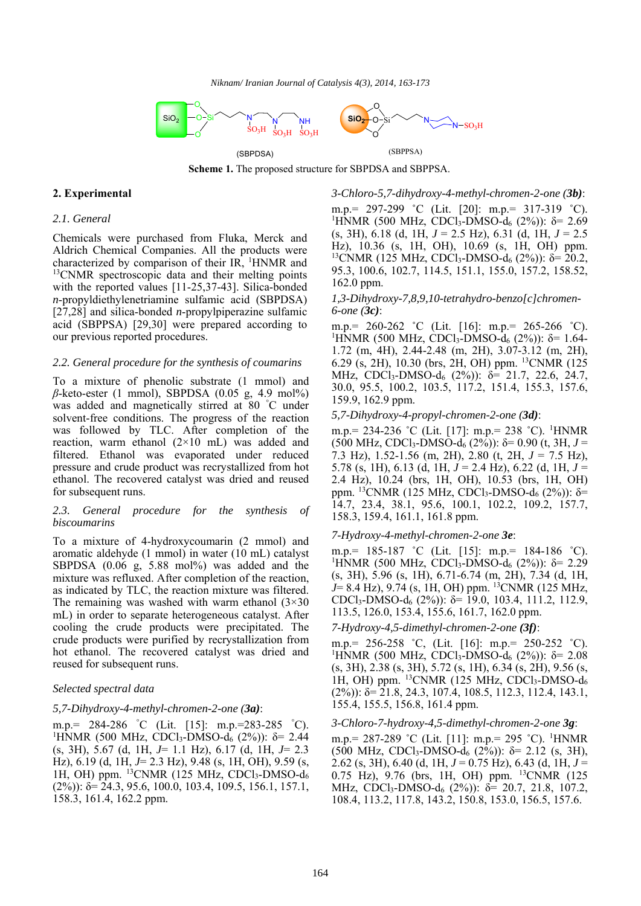(SBPDSA) (SBPPSA)

**Scheme 1.** The proposed structure for SBPDSA and SBPPSA.

## 2. Experimental

### *2.1. General*

Chemicals were purchased from Fluka, Merck and Aldrich Chemical Companies. All the products were characterized by comparison of their IR, $^{1}$HNMR and $^{13}$CNMR spectroscopic data and their melting points with the reported values [11-25,37-43]. Silica-bonded *n*-propyldiethylenetriamine sulfamic acid (SBPDSA) [27,28] and silica-bonded *n*-propylpiperazine sulfamic acid (SBPPSA) [29,30] were prepared according to our previous reported procedures.

### *2.2. General procedure for the synthesis of coumarins*

To a mixture of phenolic substrate (1 mmol) and *β*-keto-ester (1 mmol), SBPDSA (0.05 g, 4.9 mol%) was added and magnetically stirred at 80 ˚C under solvent-free conditions. The progress of the reaction was followed by TLC. After completion of the reaction, warm ethanol (2×10 mL) was added and filtered. Ethanol was evaporated under reduced pressure and crude product was recrystallized from hot ethanol. The recovered catalyst was dried and reused for subsequent runs.

### *2.3. General procedure for the synthesis of biscoumarins*

To a mixture of 4-hydroxycoumarin (2 mmol) and aromatic aldehyde (1 mmol) in water (10 mL) catalyst SBPDSA (0.06 g, 5.88 mol%) was added and the mixture was refluxed. After completion of the reaction, as indicated by TLC, the reaction mixture was filtered. The remaining was washed with warm ethanol (3×30 mL) in order to separate heterogeneous catalyst. After cooling the crude products were precipitated. The crude products were purified by recrystallization from hot ethanol. The recovered catalyst was dried and reused for subsequent runs.

*Selected spectral data*

*5,7-Dihydroxy-4-methyl-chromen-2-one (**3a**)*:

m.p.= 284-286 ˚C (Lit. [15]: m.p.=283-285 ˚C). $^{1}$HNMR (500 MHz, $CDCl_3$-DMSO-$d_6$ (2%)): δ= 2.44 (s, 3H), 5.67 (d, 1H, *J*= 1.1 Hz), 6.17 (d, 1H, *J*= 2.3 Hz), 6.19 (d, 1H, *J*= 2.3 Hz), 9.48 (s, 1H, OH), 9.59 (s, 1H, OH) ppm. $^{13}$CNMR (125 MHz, $CDCl_3$-DMSO-$d_6$ (2%)): δ= 24.3, 95.6, 100.0, 103.4, 109.5, 156.1, 157.1, 158.3, 161.4, 162.2 ppm.

*3-Chloro-5,7-dihydroxy-4-methyl-chromen-2-one (**3b**)*:

m.p.= 297-299 ˚C (Lit. [20]: m.p.= 317-319 ˚C). $^{1}$HNMR (500 MHz, $CDCl_3$-DMSO-$d_6$ (2%)): δ= 2.69 (s, 3H), 6.18 (d, 1H, *J* = 2.5 Hz), 6.31 (d, 1H, *J* = 2.5 Hz), 10.36 (s, 1H, OH), 10.69 (s, 1H, OH) ppm. $^{13}$CNMR (125 MHz, $CDCl_3$-DMSO-$d_6$ (2%)): δ= 20.2, 95.3, 100.6, 102.7, 114.5, 151.1, 155.0, 157.2, 158.52, 162.0 ppm.

*1,3-Dihydroxy-7,8,9,10-tetrahydro-benzo[c]chromen-6-one (**3c**)*:

m.p.= 260-262 ˚C (Lit. [16]: m.p.= 265-266 ˚C). $^{1}$HNMR (500 MHz, $CDCl_3$-DMSO-$d_6$ (2%)): δ= 1.64-1.72 (m, 4H), 2.44-2.48 (m, 2H), 3.07-3.12 (m, 2H), 6.29 (s, 2H), 10.30 (brs, 2H, OH) ppm. $^{13}$CNMR (125 MHz, $CDCl_3$-DMSO-$d_6$ (2%)): δ= 21.7, 22.6, 24.7, 30.0, 95.5, 100.2, 103.5, 117.2, 151.4, 155.3, 157.6, 159.9, 162.9 ppm.

*5,7-Dihydroxy-4-propyl-chromen-2-one (**3d**)*:

m.p.= 234-236 ˚C (Lit. [17]: m.p.= 238 ˚C). $^{1}$HNMR (500 MHz, $CDCl_3$-DMSO-$d_6$ (2%)): δ= 0.90 (t, 3H, *J* = 7.3 Hz), 1.52-1.56 (m, 2H), 2.80 (t, 2H, *J* = 7.5 Hz), 5.78 (s, 1H), 6.13 (d, 1H, *J* = 2.4 Hz), 6.22 (d, 1H, *J* = 2.4 Hz), 10.24 (brs, 1H, OH), 10.53 (brs, 1H, OH) ppm. $^{13}$CNMR (125 MHz, $CDCl_3$-DMSO-$d_6$ (2%)): δ= 14.7, 23.4, 38.1, 95.6, 100.1, 102.2, 109.2, 157.7, 158.3, 159.4, 161.1, 161.8 ppm.

*7-Hydroxy-4-methyl-chromen-2-one **3e***:

m.p.= 185-187 ˚C (Lit. [15]: m.p.= 184-186 ˚C). $^{1}$HNMR (500 MHz, $CDCl_3$-DMSO-$d_6$ (2%)): δ= 2.29 (s, 3H), 5.96 (s, 1H), 6.71-6.74 (m, 2H), 7.34 (d, 1H, *J*= 8.4 Hz), 9.74 (s, 1H, OH) ppm. $^{13}$CNMR (125 MHz, $CDCl_3$-DMSO-$d_6$ (2%)): δ= 19.0, 103.4, 111.2, 112.9, 113.5, 126.0, 153.4, 155.6, 161.7, 162.0 ppm.

*7-Hydroxy-4,5-dimethyl-chromen-2-one (**3f**)*:

m.p.= 256-258 ˚C, (Lit. [16]: m.p.= 250-252 ˚C). $^{1}$HNMR (500 MHz, $CDCl_3$-DMSO-$d_6$ (2%)): δ= 2.08 (s, 3H), 2.38 (s, 3H), 5.72 (s, 1H), 6.34 (s, 2H), 9.56 (s, 1H, OH) ppm. $^{13}$CNMR (125 MHz, $CDCl_3$-DMSO-$d_6$ (2%)): δ= 21.8, 24.3, 107.4, 108.5, 112.3, 112.4, 143.1, 155.4, 155.5, 156.8, 161.4 ppm.

*3-Chloro-7-hydroxy-4,5-dimethyl-chromen-2-one **3g***:

m.p.= 287-289 ˚C (Lit. [11]: m.p.= 295 ˚C). $^{1}$HNMR (500 MHz, $CDCl_3$-DMSO-$d_6$ (2%)): δ= 2.12 (s, 3H), 2.62 (s, 3H), 6.40 (d, 1H, *J* = 0.75 Hz), 6.43 (d, 1H, *J* = 0.75 Hz), 9.76 (brs, 1H, OH) ppm. $^{13}$CNMR (125 MHz, $CDCl_3$-DMSO-$d_6$ (2%)): δ= 20.7, 21.8, 107.2, 108.4, 113.2, 117.8, 143.2, 150.8, 153.0, 156.5, 157.6.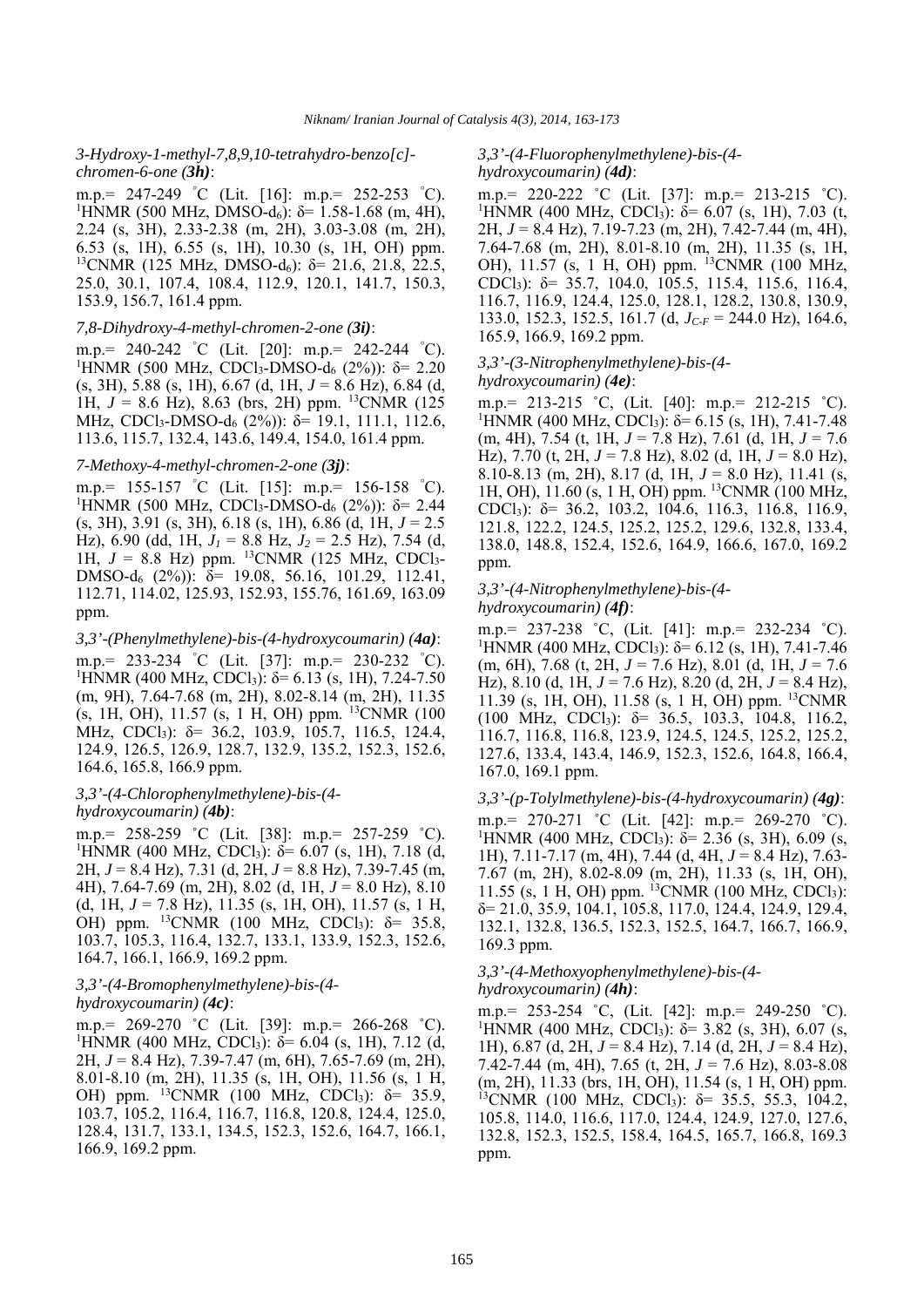*3-Hydroxy-1-methyl-7,8,9,10-tetrahydro-benzo[c]-chromen-6-one (**3h**)*:

m.p.= 247-249 ˚C (Lit. [16]: m.p.= 252-253 ˚C). $^{1}$HNMR (500 MHz, DMSO-d$_6$): δ= 1.58-1.68 (m, 4H), 2.24 (s, 3H), 2.33-2.38 (m, 2H), 3.03-3.08 (m, 2H), 6.53 (s, 1H), 6.55 (s, 1H), 10.30 (s, 1H, OH) ppm. $^{13}$CNMR (125 MHz, DMSO-d$_6$): δ= 21.6, 21.8, 22.5, 25.0, 30.1, 107.4, 108.4, 112.9, 120.1, 141.7, 150.3, 153.9, 156.7, 161.4 ppm.

*7,8-Dihydroxy-4-methyl-chromen-2-one (**3i**)*:

m.p.= 240-242 ˚C (Lit. [20]: m.p.= 242-244 ˚C). $^{1}$HNMR (500 MHz, CDCl$_3$-DMSO-d$_6$ (2%)): δ= 2.20 (s, 3H), 5.88 (s, 1H), 6.67 (d, 1H, *J* = 8.6 Hz), 6.84 (d, 1H, *J* = 8.6 Hz), 8.63 (brs, 2H) ppm. $^{13}$CNMR (125 MHz, CDCl$_3$-DMSO-d$_6$ (2%)): δ= 19.1, 111.1, 112.6, 113.6, 115.7, 132.4, 143.6, 149.4, 154.0, 161.4 ppm.

*7-Methoxy-4-methyl-chromen-2-one (**3j**)*:

m.p.= 155-157 ˚C (Lit. [15]: m.p.= 156-158 ˚C). $^{1}$HNMR (500 MHz, CDCl$_3$-DMSO-d$_6$ (2%)): δ= 2.44 (s, 3H), 3.91 (s, 3H), 6.18 (s, 1H), 6.86 (d, 1H, *J* = 2.5 Hz), 6.90 (dd, 1H, $J_1$ = 8.8 Hz, $J_2$ = 2.5 Hz), 7.54 (d, 1H, *J* = 8.8 Hz) ppm. $^{13}$CNMR (125 MHz, CDCl$_3$-DMSO-d$_6$ (2%)): δ= 19.08, 56.16, 101.29, 112.41, 112.71, 114.02, 125.93, 152.93, 155.76, 161.69, 163.09 ppm.

*3,3'-(Phenylmethylene)-bis-(4-hydroxycoumarin) (**4a**)*:

m.p.= 233-234 ˚C (Lit. [37]: m.p.= 230-232 ˚C). $^{1}$HNMR (400 MHz, CDCl$_3$): δ= 6.13 (s, 1H), 7.24-7.50 (m, 9H), 7.64-7.68 (m, 2H), 8.02-8.14 (m, 2H), 11.35 (s, 1H, OH), 11.57 (s, 1 H, OH) ppm. $^{13}$CNMR (100 MHz, CDCl$_3$): δ= 36.2, 103.9, 105.7, 116.5, 124.4, 124.9, 126.5, 126.9, 128.7, 132.9, 135.2, 152.3, 152.6, 164.6, 165.8, 166.9 ppm.

*3,3'-(4-Chlorophenylmethylene)-bis-(4-hydroxycoumarin) (**4b**)*:

m.p.= 258-259 ˚C (Lit. [38]: m.p.= 257-259 ˚C). $^{1}$HNMR (400 MHz, CDCl$_3$): δ= 6.07 (s, 1H), 7.18 (d, 2H, *J* = 8.4 Hz), 7.31 (d, 2H, *J* = 8.8 Hz), 7.39-7.45 (m, 4H), 7.64-7.69 (m, 2H), 8.02 (d, 1H, *J* = 8.0 Hz), 8.10 (d, 1H, *J* = 7.8 Hz), 11.35 (s, 1H, OH), 11.57 (s, 1 H, OH) ppm. $^{13}$CNMR (100 MHz, CDCl$_3$): δ= 35.8, 103.7, 105.3, 116.4, 132.7, 133.1, 133.9, 152.3, 152.6, 164.7, 166.1, 166.9, 169.2 ppm.

*3,3'-(4-Bromophenylmethylene)-bis-(4-hydroxycoumarin) (**4c**)*:

m.p.= 269-270 ˚C (Lit. [39]: m.p.= 266-268 ˚C). $^{1}$HNMR (400 MHz, CDCl$_3$): δ= 6.04 (s, 1H), 7.12 (d, 2H, *J* = 8.4 Hz), 7.39-7.47 (m, 6H), 7.65-7.69 (m, 2H), 8.01-8.10 (m, 2H), 11.35 (s, 1H, OH), 11.56 (s, 1 H, OH) ppm. $^{13}$CNMR (100 MHz, CDCl$_3$): δ= 35.9, 103.7, 105.2, 116.4, 116.7, 116.8, 120.8, 124.4, 125.0, 128.4, 131.7, 133.1, 134.5, 152.3, 152.6, 164.7, 166.1, 166.9, 169.2 ppm.

*3,3'-(4-Fluorophenylmethylene)-bis-(4-hydroxycoumarin) (**4d**)*:

m.p.= 220-222 ˚C (Lit. [37]: m.p.= 213-215 ˚C). $^{1}$HNMR (400 MHz, CDCl$_3$): δ= 6.07 (s, 1H), 7.03 (t, 2H, *J* = 8.4 Hz), 7.19-7.23 (m, 2H), 7.42-7.44 (m, 4H), 7.64-7.68 (m, 2H), 8.01-8.10 (m, 2H), 11.35 (s, 1H, OH), 11.57 (s, 1 H, OH) ppm. $^{13}$CNMR (100 MHz, CDCl$_3$): δ= 35.7, 104.0, 105.5, 115.4, 115.6, 116.4, 116.7, 116.9, 124.4, 125.0, 128.1, 128.2, 130.8, 130.9, 133.0, 152.3, 152.5, 161.7 (d, $J_{C-F}$ = 244.0 Hz), 164.6, 165.9, 166.9, 169.2 ppm.

*3,3'-(3-Nitrophenylmethylene)-bis-(4-hydroxycoumarin) (**4e**)*:

m.p.= 213-215 ˚C, (Lit. [40]: m.p.= 212-215 ˚C). $^{1}$HNMR (400 MHz, CDCl$_3$): δ= 6.15 (s, 1H), 7.41-7.48 (m, 4H), 7.54 (t, 1H, *J* = 7.8 Hz), 7.61 (d, 1H, *J* = 7.6 Hz), 7.70 (t, 2H, *J* = 7.8 Hz), 8.02 (d, 1H, *J* = 8.0 Hz), 8.10-8.13 (m, 2H), 8.17 (d, 1H, *J* = 8.0 Hz), 11.41 (s, 1H, OH), 11.60 (s, 1 H, OH) ppm. $^{13}$CNMR (100 MHz, CDCl$_3$): δ= 36.2, 103.2, 104.6, 116.3, 116.8, 116.9, 121.8, 122.2, 124.5, 125.2, 125.2, 129.6, 132.8, 133.4, 138.0, 148.8, 152.4, 152.6, 164.9, 166.6, 167.0, 169.2 ppm.

*3,3'-(4-Nitrophenylmethylene)-bis-(4-hydroxycoumarin) (**4f**)*:

m.p.= 237-238 ˚C, (Lit. [41]: m.p.= 232-234 ˚C). $^{1}$HNMR (400 MHz, CDCl$_3$): δ= 6.12 (s, 1H), 7.41-7.46 (m, 6H), 7.68 (t, 2H, *J* = 7.6 Hz), 8.01 (d, 1H, *J* = 7.6 Hz), 8.10 (d, 1H, *J* = 7.6 Hz), 8.20 (d, 2H, *J* = 8.4 Hz), 11.39 (s, 1H, OH), 11.58 (s, 1 H, OH) ppm. $^{13}$CNMR (100 MHz, CDCl$_3$): δ= 36.5, 103.3, 104.8, 116.2, 116.7, 116.8, 116.8, 123.9, 124.5, 124.5, 125.2, 125.2, 127.6, 133.4, 143.4, 146.9, 152.3, 152.6, 164.8, 166.4, 167.0, 169.1 ppm.

*3,3'-(p-Tolylmethylene)-bis-(4-hydroxycoumarin) (**4g**)*:

m.p.= 270-271 ˚C (Lit. [42]: m.p.= 269-270 ˚C). $^{1}$HNMR (400 MHz, CDCl$_3$): δ= 2.36 (s, 3H), 6.09 (s, 1H), 7.11-7.17 (m, 4H), 7.44 (d, 4H, *J* = 8.4 Hz), 7.63-7.67 (m, 2H), 8.02-8.09 (m, 2H), 11.33 (s, 1H, OH), 11.55 (s, 1 H, OH) ppm. $^{13}$CNMR (100 MHz, CDCl$_3$): δ= 21.0, 35.9, 104.1, 105.8, 117.0, 124.4, 124.9, 129.4, 132.1, 132.8, 136.5, 152.3, 152.5, 164.7, 166.7, 166.9, 169.3 ppm.

*3,3'-(4-Methoxyophenylmethylene)-bis-(4-hydroxycoumarin) (**4h**)*:

m.p.= 253-254 ˚C, (Lit. [42]: m.p.= 249-250 ˚C). $^{1}$HNMR (400 MHz, CDCl$_3$): δ= 3.82 (s, 3H), 6.07 (s, 1H), 6.87 (d, 2H, *J* = 8.4 Hz), 7.14 (d, 2H, *J* = 8.4 Hz), 7.42-7.44 (m, 4H), 7.65 (t, 2H, *J* = 7.6 Hz), 8.03-8.08 (m, 2H), 11.33 (brs, 1H, OH), 11.54 (s, 1 H, OH) ppm. $^{13}$CNMR (100 MHz, CDCl$_3$): δ= 35.5, 55.3, 104.2, 105.8, 114.0, 116.6, 117.0, 124.4, 124.9, 127.0, 127.6, 132.8, 152.3, 152.5, 158.4, 164.5, 165.7, 166.8, 169.3 ppm.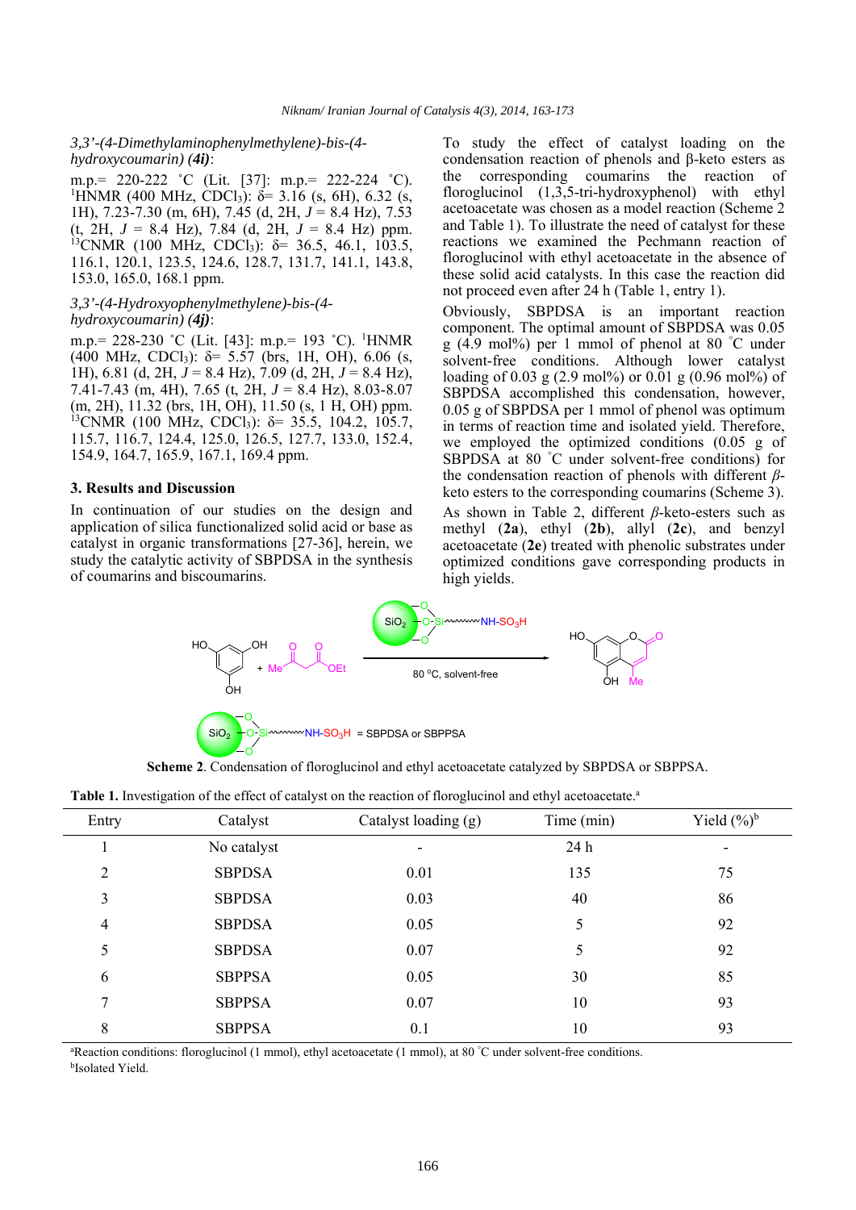*3,3'-(4-Dimethylaminophenylmethylene)-bis-(4-hydroxycoumarin) (**4i**)*:

m.p.= 220-222 ˚C (Lit. [37]: m.p.= 222-224 ˚C). $^{1}$HNMR (400 MHz, $CDCl_3$): δ= 3.16 (s, 6H), 6.32 (s, 1H), 7.23-7.30 (m, 6H), 7.45 (d, 2H, $J$ = 8.4 Hz), 7.53 (t, 2H, $J$ = 8.4 Hz), 7.84 (d, 2H, $J$ = 8.4 Hz) ppm. $^{13}$CNMR (100 MHz, $CDCl_3$): δ= 36.5, 46.1, 103.5, 116.1, 120.1, 123.5, 124.6, 128.7, 131.7, 141.1, 143.8, 153.0, 165.0, 168.1 ppm.

*3,3'-(4-Hydroxyophenylmethylene)-bis-(4-hydroxycoumarin) (**4j**)*:

m.p.= 228-230 ˚C (Lit. [43]: m.p.= 193 ˚C). $^{1}$HNMR (400 MHz, $CDCl_3$): δ= 5.57 (brs, 1H, OH), 6.06 (s, 1H), 6.81 (d, 2H, $J$ = 8.4 Hz), 7.09 (d, 2H, $J$ = 8.4 Hz), 7.41-7.43 (m, 4H), 7.65 (t, 2H, $J$ = 8.4 Hz), 8.03-8.07 (m, 2H), 11.32 (brs, 1H, OH), 11.50 (s, 1 H, OH) ppm. $^{13}$CNMR (100 MHz, $CDCl_3$): δ= 35.5, 104.2, 105.7, 115.7, 116.7, 124.4, 125.0, 126.5, 127.7, 133.0, 152.4, 154.9, 164.7, 165.9, 167.1, 169.4 ppm.

## 3. Results and Discussion

In continuation of our studies on the design and application of silica functionalized solid acid or base as catalyst in organic transformations [27-36], herein, we study the catalytic activity of SBPDSA in the synthesis of coumarins and biscoumarins.

To study the effect of catalyst loading on the condensation reaction of phenols and β-keto esters as the corresponding coumarins the reaction of floroglucinol (1,3,5-tri-hydroxyphenol) with ethyl acetoacetate was chosen as a model reaction (Scheme 2 and Table 1). To illustrate the need of catalyst for these reactions we examined the Pechmann reaction of floroglucinol with ethyl acetoacetate in the absence of these solid acid catalysts. In this case the reaction did not proceed even after 24 h (Table 1, entry 1).

Obviously, SBPDSA is an important reaction component. The optimal amount of SBPDSA was 0.05 g (4.9 mol%) per 1 mmol of phenol at 80 ˚C under solvent-free conditions. Although lower catalyst loading of 0.03 g (2.9 mol%) or 0.01 g (0.96 mol%) of SBPDSA accomplished this condensation, however, 0.05 g of SBPDSA per 1 mmol of phenol was optimum in terms of reaction time and isolated yield. Therefore, we employed the optimized conditions (0.05 g of SBPDSA at 80 ˚C under solvent-free conditions) for the condensation reaction of phenols with different *β*-keto esters to the corresponding coumarins (Scheme 3).

As shown in Table 2, different *β*-keto-esters such as methyl (**2a**), ethyl (**2b**), allyl (**2c**), and benzyl acetoacetate (**2e**) treated with phenolic substrates under optimized conditions gave corresponding products in high yields.

**Scheme 2**. Condensation of floroglucinol and ethyl acetoacetate catalyzed by SBPDSA or SBPPSA.

**Table 1.** Investigation of the effect of catalyst on the reaction of floroglucinol and ethyl acetoacetate.[a]

| Entry | Catalyst | Catalyst loading (g) | Time (min) | Yield (%)[b] |
|---|---|---|---|---|
| 1 | No catalyst | - | 24 h | - |
| 2 | SBPDSA | 0.01 | 135 | 75 |
| 3 | SBPDSA | 0.03 | 40 | 86 |
| 4 | SBPDSA | 0.05 | 5 | 92 |
| 5 | SBPDSA | 0.07 | 5 | 92 |
| 6 | SBPPSA | 0.05 | 30 | 85 |
| 7 | SBPPSA | 0.07 | 10 | 93 |
| 8 | SBPPSA | 0.1 | 10 | 93 |

[a]Reaction conditions: floroglucinol (1 mmol), ethyl acetoacetate (1 mmol), at 80 ˚C under solvent-free conditions.
[b]Isolated Yield.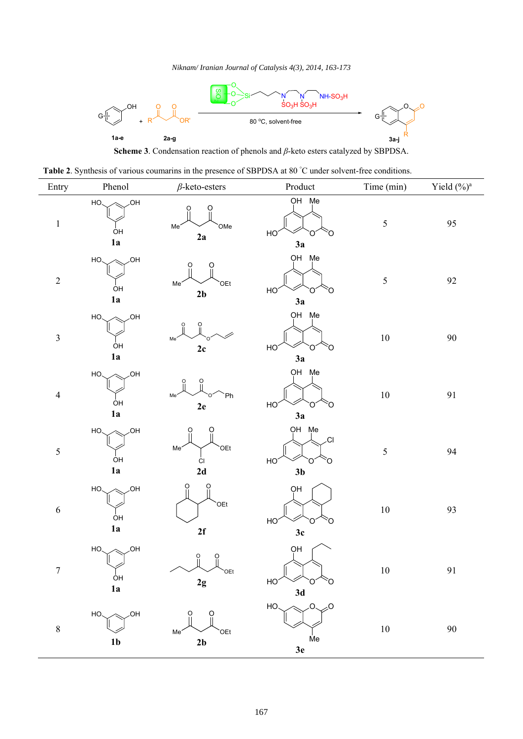Scheme 3. Condensation reaction of phenols and $\beta$-keto esters catalyzed by SBPDSA.

**Table 2**. Synthesis of various coumarins in the presence of SBPDSA at 80 °C under solvent-free conditions.

| Entry | Phenol | $\beta$-keto-esters | Product | Time (min) | Yield (%)[a] |
|---|---|---|---|---|---|
| 1 | 1a | 2a | 3a | 5 | 95 |
| 2 | 1a | 2b | 3a | 5 | 92 |
| 3 | 1a | 2c | 3a | 10 | 90 |
| 4 | 1a | 2e | 3a | 10 | 91 |
| 5 | 1a | 2d | 3b | 5 | 94 |
| 6 | 1a | 2f | 3c | 10 | 93 |
| 7 | 1a | 2g | 3d | 10 | 91 |
| 8 | 1b | 2b | 3e | 10 | 90 |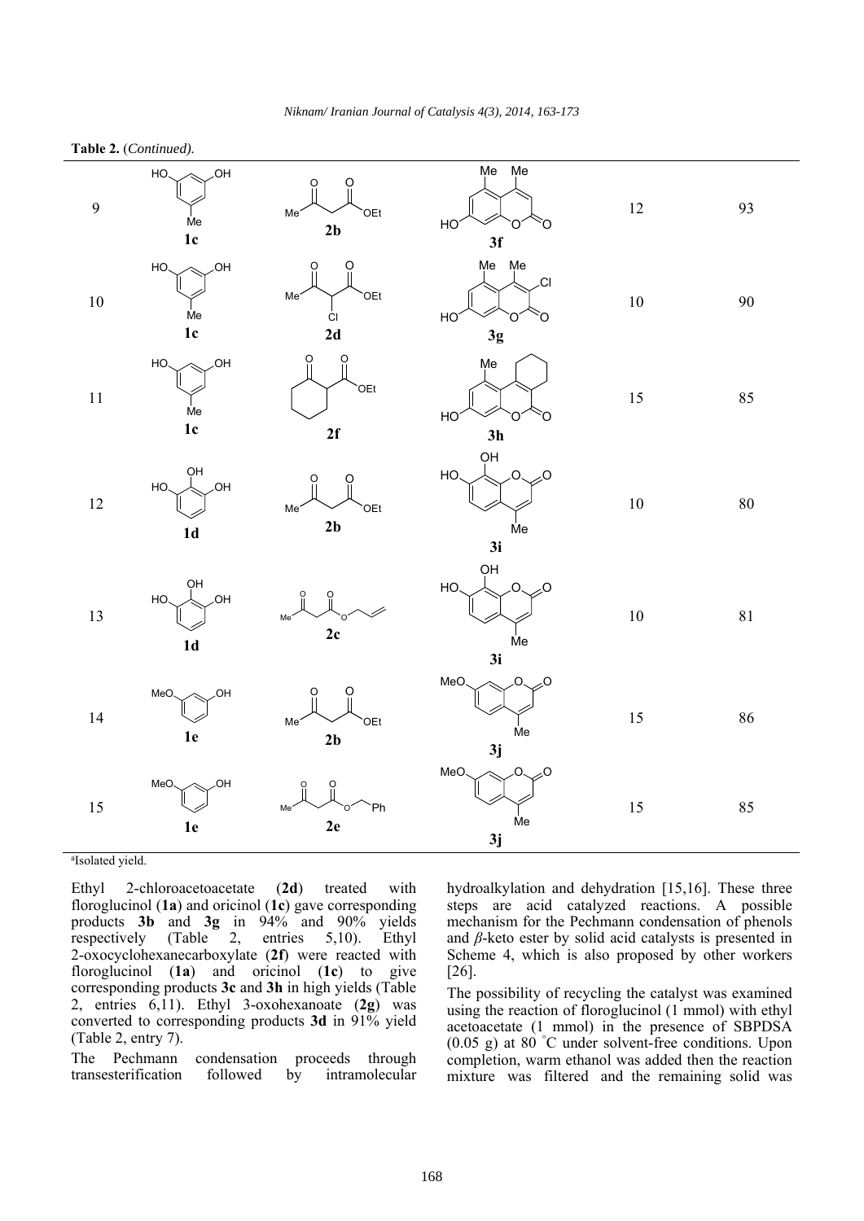**Table 2.** (*Continued).*

| | | | | | |
|---|---|---|---|---|---|
| 9 | **1c** | **2b** | **3f** | 12 | 93 |
| 10 | **1c** | **2d** | **3g** | 10 | 90 |
| 11 | **1c** | **2f** | **3h** | 15 | 85 |
| 12 | **1d** | **2b** | **3i** | 10 | 80 |
| 13 | **1d** | **2c** | **3i** | 10 | 81 |
| 14 | **1e** | **2b** | **3j** | 15 | 86 |
| 15 | **1e** | **2e** | **3j** | 15 | 85 |

[a]Isolated yield.

Ethyl 2-chloroacetoacetate (**2d**) treated with floroglucinol (**1a**) and oricinol (**1c**) gave corresponding products **3b** and **3g** in 94% and 90% yields respectively (Table 2, entries 5,10). Ethyl 2-oxocyclohexanecarboxylate (**2f**) were reacted with floroglucinol (**1a**) and oricinol (**1c**) to give corresponding products **3c** and **3h** in high yields (Table 2, entries 6,11). Ethyl 3-oxohexanoate (**2g**) was converted to corresponding products **3d** in 91% yield (Table 2, entry 7).

The Pechmann condensation proceeds through transesterification followed by intramolecular hydroalkylation and dehydration [15,16]. These three steps are acid catalyzed reactions. A possible mechanism for the Pechmann condensation of phenols and *β*-keto ester by solid acid catalysts is presented in Scheme 4, which is also proposed by other workers [26].

The possibility of recycling the catalyst was examined using the reaction of floroglucinol (1 mmol) with ethyl acetoacetate (1 mmol) in the presence of SBPDSA (0.05 g) at 80 °C under solvent-free conditions. Upon completion, warm ethanol was added then the reaction mixture was filtered and the remaining solid was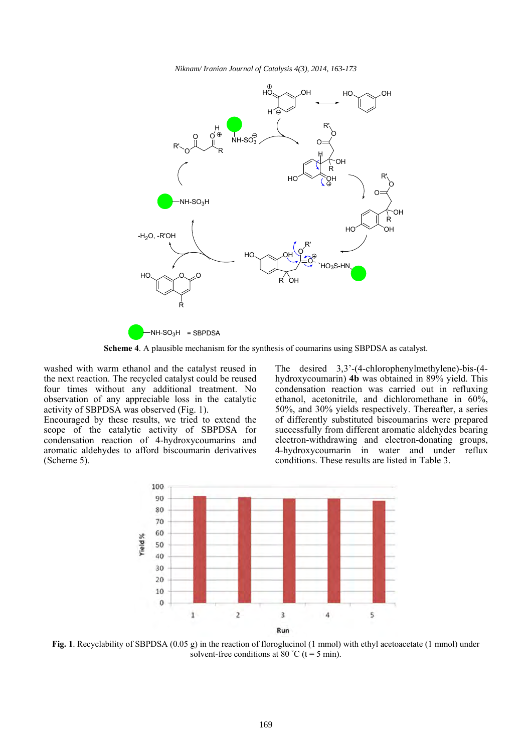**Scheme 4**. A plausible mechanism for the synthesis of coumarins using SBPDSA as catalyst.

washed with warm ethanol and the catalyst reused in the next reaction. The recycled catalyst could be reused four times without any additional treatment. No observation of any appreciable loss in the catalytic activity of SBPDSA was observed (Fig. 1).

Encouraged by these results, we tried to extend the scope of the catalytic activity of SBPDSA for condensation reaction of 4-hydroxycoumarins and aromatic aldehydes to afford biscoumarin derivatives (Scheme 5).

The desired 3,3'-(4-chlorophenylmethylene)-bis-(4-hydroxycoumarin) **4b** was obtained in 89% yield. This condensation reaction was carried out in refluxing ethanol, acetonitrile, and dichloromethane in 60%, 50%, and 30% yields respectively. Thereafter, a series of differently substituted biscoumarins were prepared successfully from different aromatic aldehydes bearing electron-withdrawing and electron-donating groups, 4-hydroxycoumarin in water and under reflux conditions. These results are listed in Table 3.

**Fig. 1**. Recyclability of SBPDSA (0.05 g) in the reaction of floroglucinol (1 mmol) with ethyl acetoacetate (1 mmol) under solvent-free conditions at 80 °C (t = 5 min).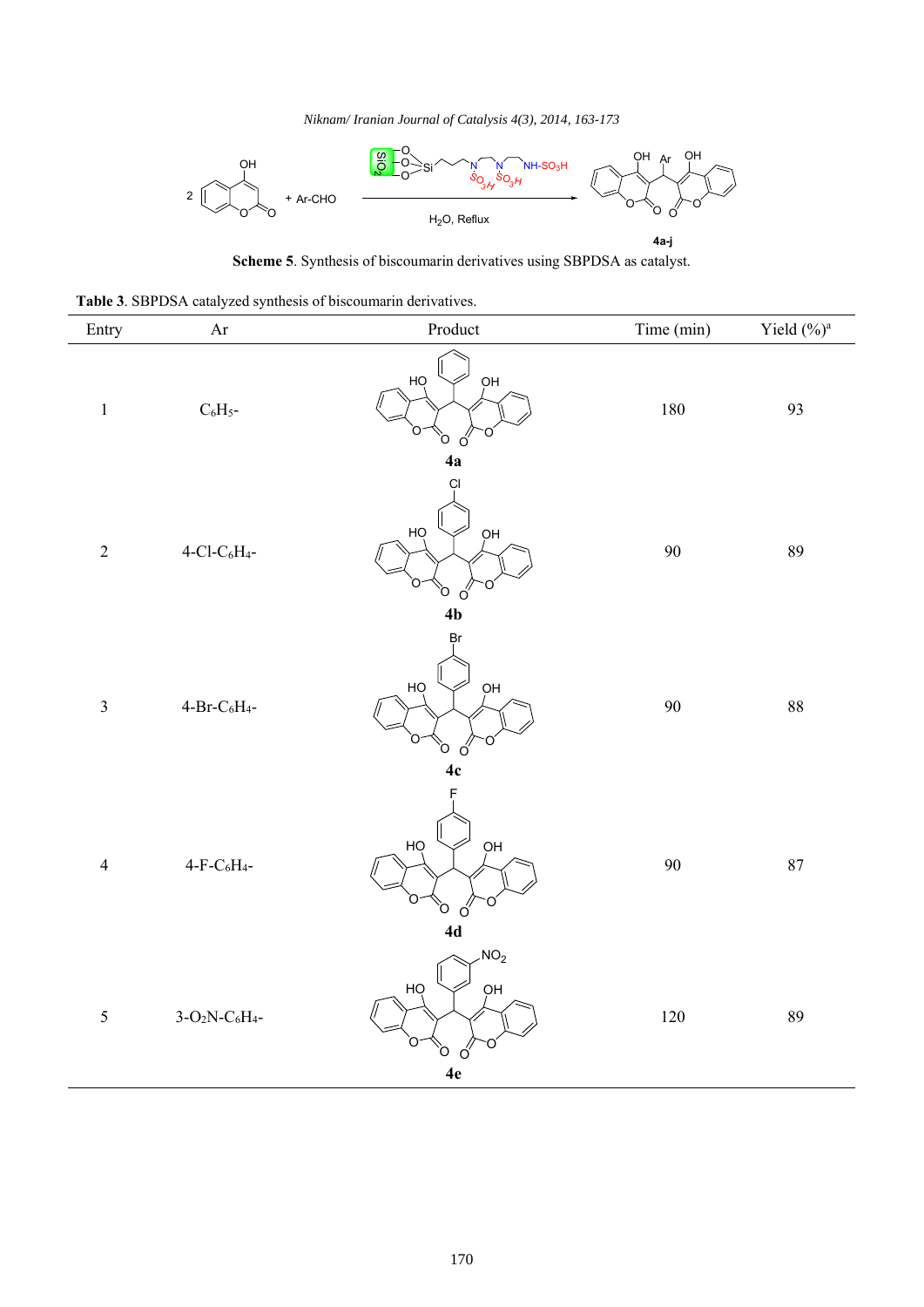**Scheme 5**. Synthesis of biscoumarin derivatives using SBPDSA as catalyst.

**Table 3**. SBPDSA catalyzed synthesis of biscoumarin derivatives.

| Entry | Ar | Product | Time (min) | Yield (%)[a] |
|---|---|---|---|---|
| 1 | $C_6H_5$- | **4a** | 180 | 93 |
| 2 | 4-Cl-$C_6H_4$- | **4b** | 90 | 89 |
| 3 | 4-Br-$C_6H_4$- | **4c** | 90 | 88 |
| 4 | 4-F-$C_6H_4$- | **4d** | 90 | 87 |
| 5 | 3-$O_2$N-$C_6H_4$- | **4e** | 120 | 89 |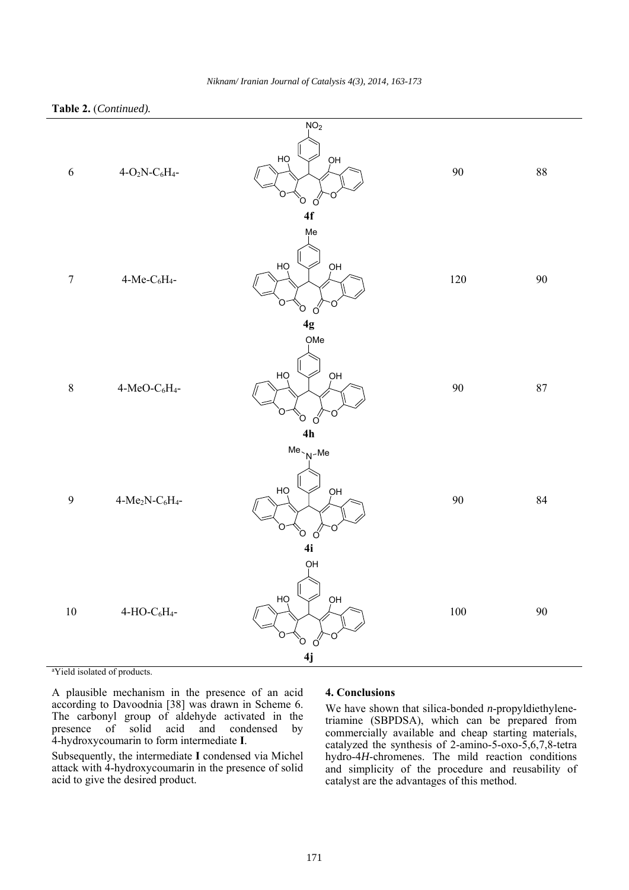**Table 2.** (*Continued).*

| | | | | |
|---|---|---|---|---|
| 6 | 4-$O_2N$-$C_6H_4$- | **4f** | 90 | 88 |
| 7 | 4-Me-$C_6H_4$- | **4g** | 120 | 90 |
| 8 | 4-MeO-$C_6H_4$- | **4h** | 90 | 87 |
| 9 | 4-$Me_2N$-$C_6H_4$- | **4i** | 90 | 84 |
| 10 | 4-HO-$C_6H_4$- | **4j** | 100 | 90 |

[a]Yield isolated of products.

A plausible mechanism in the presence of an acid according to Davoodnia [38] was drawn in Scheme 6. The carbonyl group of aldehyde activated in the presence of solid acid and condensed by 4-hydroxycoumarin to form intermediate **I**.

Subsequently, the intermediate **I** condensed via Michel attack with 4-hydroxycoumarin in the presence of solid acid to give the desired product.

## 4. Conclusions

We have shown that silica-bonded *n*-propyldiethylene-triamine (SBPDSA), which can be prepared from commercially available and cheap starting materials, catalyzed the synthesis of 2-amino-5-oxo-5,6,7,8-tetra hydro-4*H*-chromenes. The mild reaction conditions and simplicity of the procedure and reusability of catalyst are the advantages of this method.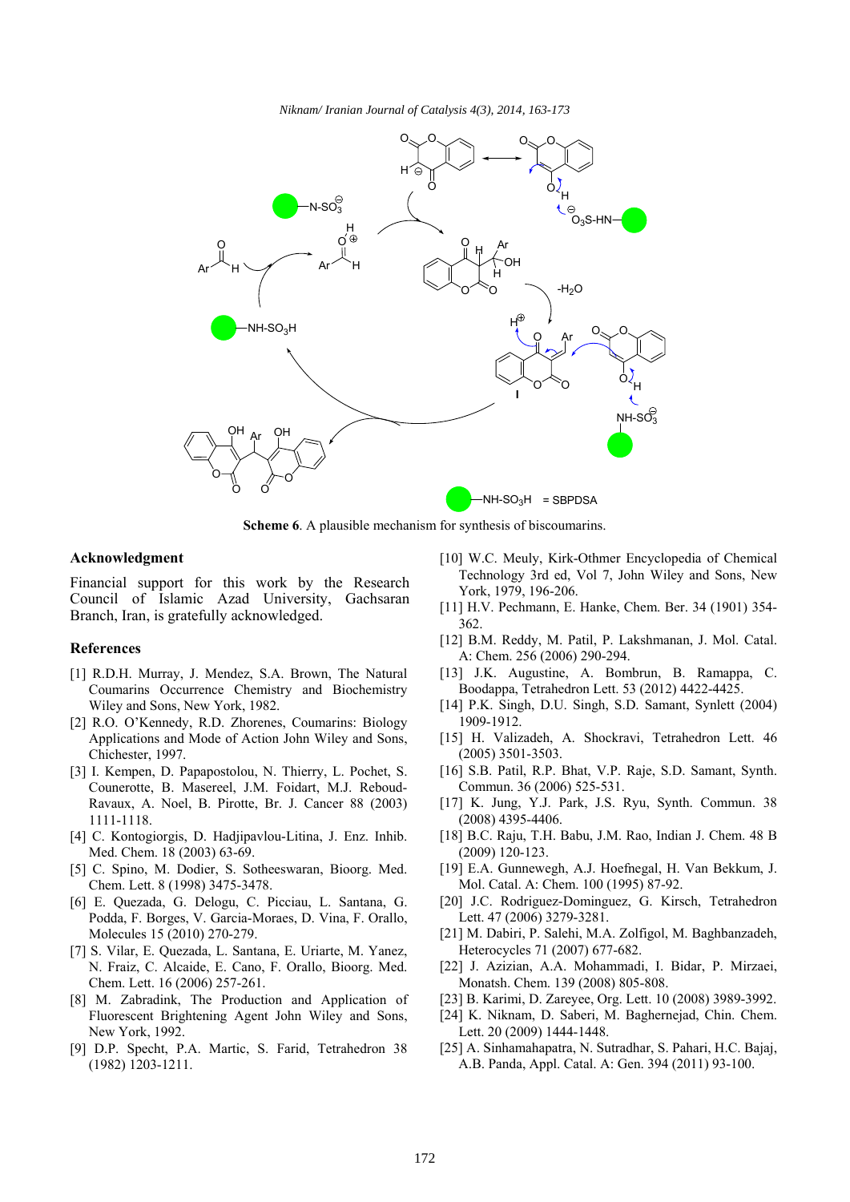**Scheme 6**. A plausible mechanism for synthesis of biscoumarins.

## Acknowledgment

Financial support for this work by the Research Council of Islamic Azad University, Gachsaran Branch, Iran, is gratefully acknowledged.

## References

[1] R.D.H. Murray, J. Mendez, S.A. Brown, The Natural Coumarins Occurrence Chemistry and Biochemistry Wiley and Sons, New York, 1982.

[2] R.O. O'Kennedy, R.D. Zhorenes, Coumarins: Biology Applications and Mode of Action John Wiley and Sons, Chichester, 1997.

[3] I. Kempen, D. Papapostolou, N. Thierry, L. Pochet, S. Counerotte, B. Masereel, J.M. Foidart, M.J. Reboud-Ravaux, A. Noel, B. Pirotte, Br. J. Cancer 88 (2003) 1111-1118.

[4] C. Kontogiorgis, D. Hadjipavlou-Litina, J. Enz. Inhib. Med. Chem. 18 (2003) 63-69.

[5] C. Spino, M. Dodier, S. Sotheeswaran, Bioorg. Med. Chem. Lett. 8 (1998) 3475-3478.

[6] E. Quezada, G. Delogu, C. Picciau, L. Santana, G. Podda, F. Borges, V. Garcia-Moraes, D. Vina, F. Orallo, Molecules 15 (2010) 270-279.

[7] S. Vilar, E. Quezada, L. Santana, E. Uriarte, M. Yanez, N. Fraiz, C. Alcaide, E. Cano, F. Orallo, Bioorg. Med. Chem. Lett. 16 (2006) 257-261.

[8] M. Zabradink, The Production and Application of Fluorescent Brightening Agent John Wiley and Sons, New York, 1992.

[9] D.P. Specht, P.A. Martic, S. Farid, Tetrahedron 38 (1982) 1203-1211.

[10] W.C. Meuly, Kirk-Othmer Encyclopedia of Chemical Technology 3rd ed, Vol 7, John Wiley and Sons, New York, 1979, 196-206.

[11] H.V. Pechmann, E. Hanke, Chem. Ber. 34 (1901) 354-362.

[12] B.M. Reddy, M. Patil, P. Lakshmanan, J. Mol. Catal. A: Chem. 256 (2006) 290-294.

[13] J.K. Augustine, A. Bombrun, B. Ramappa, C. Boodappa, Tetrahedron Lett. 53 (2012) 4422-4425.

[14] P.K. Singh, D.U. Singh, S.D. Samant, Synlett (2004) 1909-1912.

[15] H. Valizadeh, A. Shockravi, Tetrahedron Lett. 46 (2005) 3501-3503.

[16] S.B. Patil, R.P. Bhat, V.P. Raje, S.D. Samant, Synth. Commun. 36 (2006) 525-531.

[17] K. Jung, Y.J. Park, J.S. Ryu, Synth. Commun. 38 (2008) 4395-4406.

[18] B.C. Raju, T.H. Babu, J.M. Rao, Indian J. Chem. 48 B (2009) 120-123.

[19] E.A. Gunnewegh, A.J. Hoefnegal, H. Van Bekkum, J. Mol. Catal. A: Chem. 100 (1995) 87-92.

[20] J.C. Rodriguez-Dominguez, G. Kirsch, Tetrahedron Lett. 47 (2006) 3279-3281.

[21] M. Dabiri, P. Salehi, M.A. Zolfigol, M. Baghbanzadeh, Heterocycles 71 (2007) 677-682.

[22] J. Azizian, A.A. Mohammadi, I. Bidar, P. Mirzaei, Monatsh. Chem. 139 (2008) 805-808.

[23] B. Karimi, D. Zareyee, Org. Lett. 10 (2008) 3989-3992.

[24] K. Niknam, D. Saberi, M. Baghernejad, Chin. Chem. Lett. 20 (2009) 1444-1448.

[25] A. Sinhamahapatra, N. Sutradhar, S. Pahari, H.C. Bajaj, A.B. Panda, Appl. Catal. A: Gen. 394 (2011) 93-100.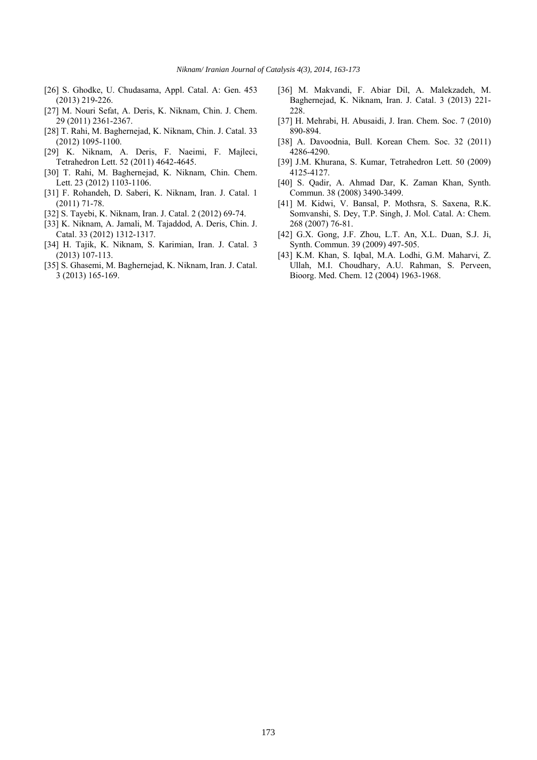[26] S. Ghodke, U. Chudasama, Appl. Catal. A: Gen. 453 (2013) 219-226.

[27] M. Nouri Sefat, A. Deris, K. Niknam, Chin. J. Chem. 29 (2011) 2361-2367.

[28] T. Rahi, M. Baghernejad, K. Niknam, Chin. J. Catal. 33 (2012) 1095-1100.

[29] K. Niknam, A. Deris, F. Naeimi, F. Majleci, Tetrahedron Lett. 52 (2011) 4642-4645.

[30] T. Rahi, M. Baghernejad, K. Niknam, Chin. Chem. Lett. 23 (2012) 1103-1106.

[31] F. Rohandeh, D. Saberi, K. Niknam, Iran. J. Catal. 1 (2011) 71-78.

[32] S. Tayebi, K. Niknam, Iran. J. Catal. 2 (2012) 69-74.

[33] K. Niknam, A. Jamali, M. Tajaddod, A. Deris, Chin. J. Catal. 33 (2012) 1312-1317.

[34] H. Tajik, K. Niknam, S. Karimian, Iran. J. Catal. 3 (2013) 107-113.

[35] S. Ghasemi, M. Baghernejad, K. Niknam, Iran. J. Catal. 3 (2013) 165-169.

[36] M. Makvandi, F. Abiar Dil, A. Malekzadeh, M. Baghernejad, K. Niknam, Iran. J. Catal. 3 (2013) 221-228.

[37] H. Mehrabi, H. Abusaidi, J. Iran. Chem. Soc. 7 (2010) 890-894.

[38] A. Davoodnia, Bull. Korean Chem. Soc. 32 (2011) 4286-4290.

[39] J.M. Khurana, S. Kumar, Tetrahedron Lett. 50 (2009) 4125-4127.

[40] S. Qadir, A. Ahmad Dar, K. Zaman Khan, Synth. Commun. 38 (2008) 3490-3499.

[41] M. Kidwi, V. Bansal, P. Mothsra, S. Saxena, R.K. Somvanshi, S. Dey, T.P. Singh, J. Mol. Catal. A: Chem. 268 (2007) 76-81.

[42] G.X. Gong, J.F. Zhou, L.T. An, X.L. Duan, S.J. Ji, Synth. Commun. 39 (2009) 497-505.

[43] K.M. Khan, S. Iqbal, M.A. Lodhi, G.M. Maharvi, Z. Ullah, M.I. Choudhary, A.U. Rahman, S. Perveen, Bioorg. Med. Chem. 12 (2004) 1963-1968.